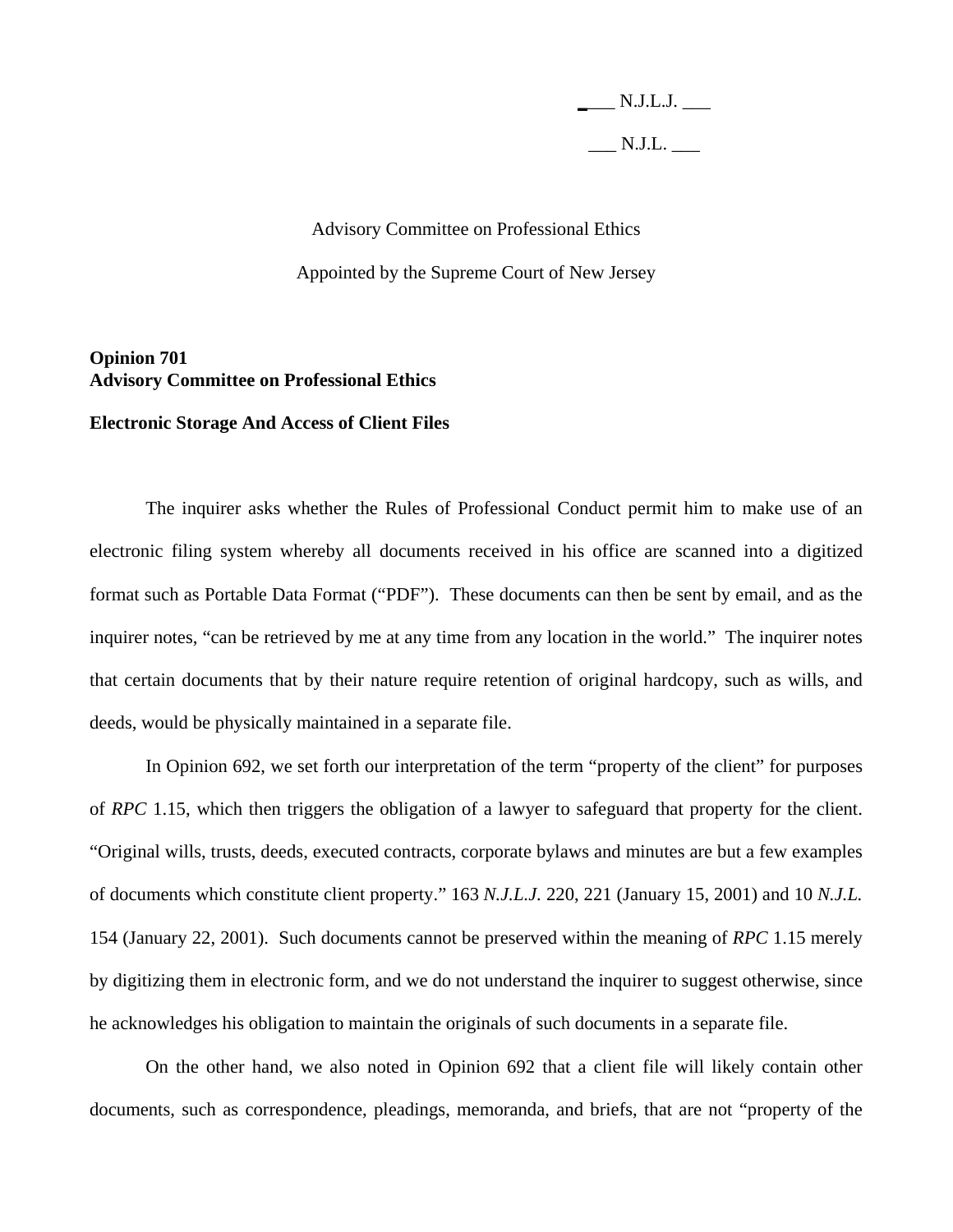___ N.J.L.J. ___

___ N.J.L. ___

Advisory Committee on Professional Ethics

Appointed by the Supreme Court of New Jersey

**Opinion 701**
**Advisory Committee on Professional Ethics**

**Electronic Storage And Access of Client Files**

The inquirer asks whether the Rules of Professional Conduct permit him to make use of an electronic filing system whereby all documents received in his office are scanned into a digitized format such as Portable Data Format ("PDF"). These documents can then be sent by email, and as the inquirer notes, "can be retrieved by me at any time from any location in the world." The inquirer notes that certain documents that by their nature require retention of original hardcopy, such as wills, and deeds, would be physically maintained in a separate file.

In Opinion 692, we set forth our interpretation of the term "property of the client" for purposes of *RPC* 1.15, which then triggers the obligation of a lawyer to safeguard that property for the client. "Original wills, trusts, deeds, executed contracts, corporate bylaws and minutes are but a few examples of documents which constitute client property." 163 *N.J.L.J.* 220, 221 (January 15, 2001) and 10 *N.J.L.* 154 (January 22, 2001). Such documents cannot be preserved within the meaning of *RPC* 1.15 merely by digitizing them in electronic form, and we do not understand the inquirer to suggest otherwise, since he acknowledges his obligation to maintain the originals of such documents in a separate file.

On the other hand, we also noted in Opinion 692 that a client file will likely contain other documents, such as correspondence, pleadings, memoranda, and briefs, that are not "property of the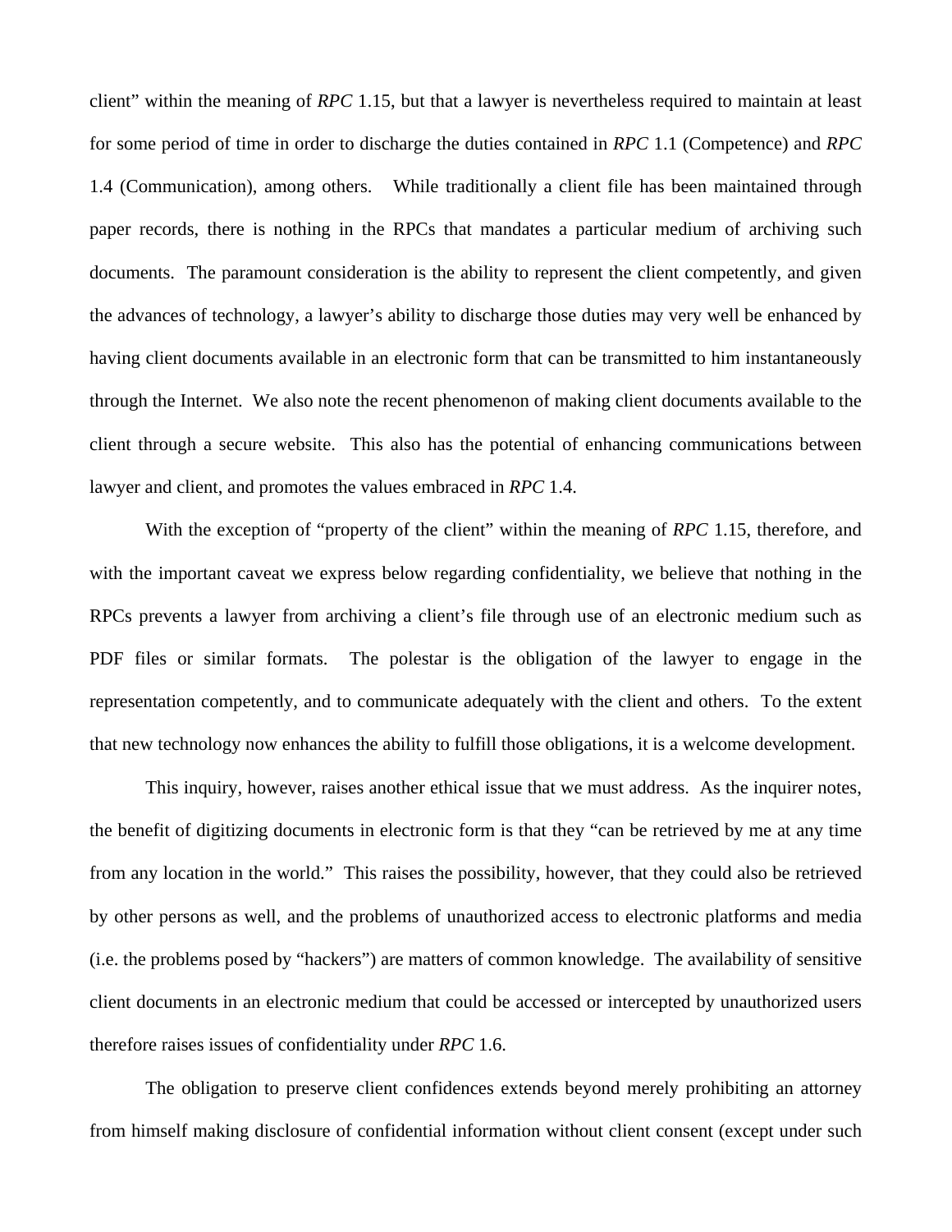client" within the meaning of *RPC* 1.15, but that a lawyer is nevertheless required to maintain at least for some period of time in order to discharge the duties contained in *RPC* 1.1 (Competence) and *RPC* 1.4 (Communication), among others. While traditionally a client file has been maintained through paper records, there is nothing in the RPCs that mandates a particular medium of archiving such documents. The paramount consideration is the ability to represent the client competently, and given the advances of technology, a lawyer's ability to discharge those duties may very well be enhanced by having client documents available in an electronic form that can be transmitted to him instantaneously through the Internet. We also note the recent phenomenon of making client documents available to the client through a secure website. This also has the potential of enhancing communications between lawyer and client, and promotes the values embraced in *RPC* 1.4.

With the exception of "property of the client" within the meaning of *RPC* 1.15, therefore, and with the important caveat we express below regarding confidentiality, we believe that nothing in the RPCs prevents a lawyer from archiving a client's file through use of an electronic medium such as PDF files or similar formats. The polestar is the obligation of the lawyer to engage in the representation competently, and to communicate adequately with the client and others. To the extent that new technology now enhances the ability to fulfill those obligations, it is a welcome development.

This inquiry, however, raises another ethical issue that we must address. As the inquirer notes, the benefit of digitizing documents in electronic form is that they "can be retrieved by me at any time from any location in the world." This raises the possibility, however, that they could also be retrieved by other persons as well, and the problems of unauthorized access to electronic platforms and media (i.e. the problems posed by "hackers") are matters of common knowledge. The availability of sensitive client documents in an electronic medium that could be accessed or intercepted by unauthorized users therefore raises issues of confidentiality under *RPC* 1.6.

The obligation to preserve client confidences extends beyond merely prohibiting an attorney from himself making disclosure of confidential information without client consent (except under such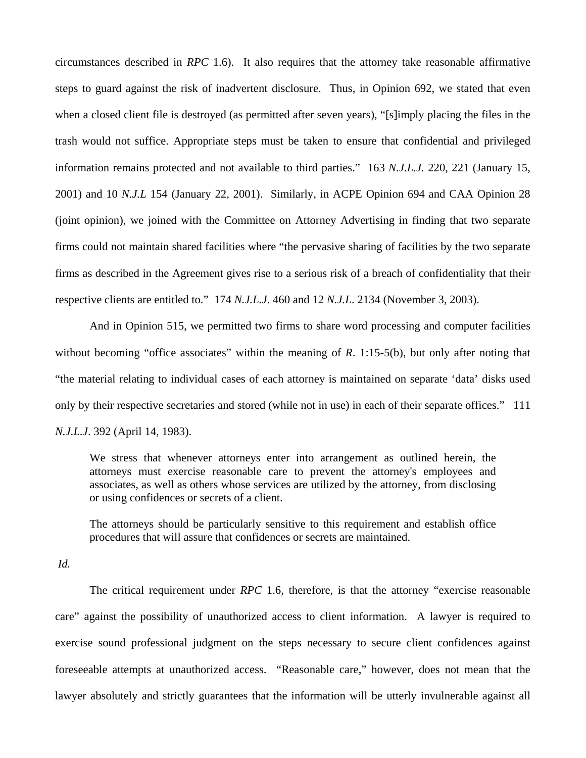circumstances described in *RPC* 1.6). It also requires that the attorney take reasonable affirmative steps to guard against the risk of inadvertent disclosure. Thus, in Opinion 692, we stated that even when a closed client file is destroyed (as permitted after seven years), "[s]imply placing the files in the trash would not suffice. Appropriate steps must be taken to ensure that confidential and privileged information remains protected and not available to third parties." 163 *N.J.L.J.* 220, 221 (January 15, 2001) and 10 *N.J.L* 154 (January 22, 2001). Similarly, in ACPE Opinion 694 and CAA Opinion 28 (joint opinion), we joined with the Committee on Attorney Advertising in finding that two separate firms could not maintain shared facilities where "the pervasive sharing of facilities by the two separate firms as described in the Agreement gives rise to a serious risk of a breach of confidentiality that their respective clients are entitled to." 174 *N.J.L.J*. 460 and 12 *N.J.L*. 2134 (November 3, 2003).

And in Opinion 515, we permitted two firms to share word processing and computer facilities without becoming "office associates" within the meaning of *R*. 1:15-5(b), but only after noting that "the material relating to individual cases of each attorney is maintained on separate 'data' disks used only by their respective secretaries and stored (while not in use) in each of their separate offices." 111 *N.J.L.J*. 392 (April 14, 1983).

> We stress that whenever attorneys enter into arrangement as outlined herein, the attorneys must exercise reasonable care to prevent the attorney's employees and associates, as well as others whose services are utilized by the attorney, from disclosing or using confidences or secrets of a client.
>
> The attorneys should be particularly sensitive to this requirement and establish office procedures that will assure that confidences or secrets are maintained.

*Id.*

The critical requirement under *RPC* 1.6, therefore, is that the attorney "exercise reasonable care" against the possibility of unauthorized access to client information. A lawyer is required to exercise sound professional judgment on the steps necessary to secure client confidences against foreseeable attempts at unauthorized access. "Reasonable care," however, does not mean that the lawyer absolutely and strictly guarantees that the information will be utterly invulnerable against all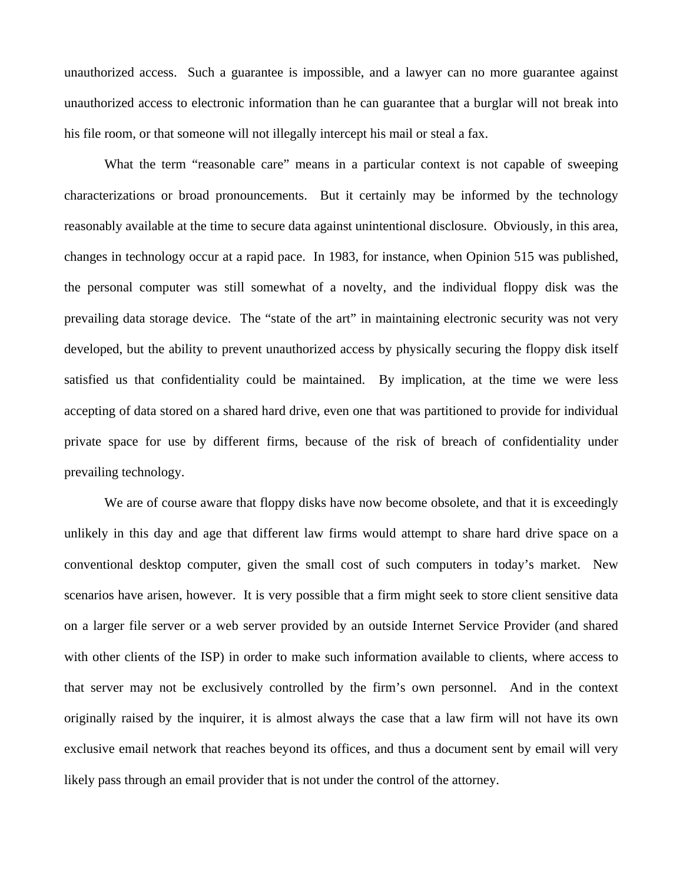unauthorized access. Such a guarantee is impossible, and a lawyer can no more guarantee against unauthorized access to electronic information than he can guarantee that a burglar will not break into his file room, or that someone will not illegally intercept his mail or steal a fax.

What the term "reasonable care" means in a particular context is not capable of sweeping characterizations or broad pronouncements. But it certainly may be informed by the technology reasonably available at the time to secure data against unintentional disclosure. Obviously, in this area, changes in technology occur at a rapid pace. In 1983, for instance, when Opinion 515 was published, the personal computer was still somewhat of a novelty, and the individual floppy disk was the prevailing data storage device. The "state of the art" in maintaining electronic security was not very developed, but the ability to prevent unauthorized access by physically securing the floppy disk itself satisfied us that confidentiality could be maintained. By implication, at the time we were less accepting of data stored on a shared hard drive, even one that was partitioned to provide for individual private space for use by different firms, because of the risk of breach of confidentiality under prevailing technology.

We are of course aware that floppy disks have now become obsolete, and that it is exceedingly unlikely in this day and age that different law firms would attempt to share hard drive space on a conventional desktop computer, given the small cost of such computers in today's market. New scenarios have arisen, however. It is very possible that a firm might seek to store client sensitive data on a larger file server or a web server provided by an outside Internet Service Provider (and shared with other clients of the ISP) in order to make such information available to clients, where access to that server may not be exclusively controlled by the firm's own personnel. And in the context originally raised by the inquirer, it is almost always the case that a law firm will not have its own exclusive email network that reaches beyond its offices, and thus a document sent by email will very likely pass through an email provider that is not under the control of the attorney.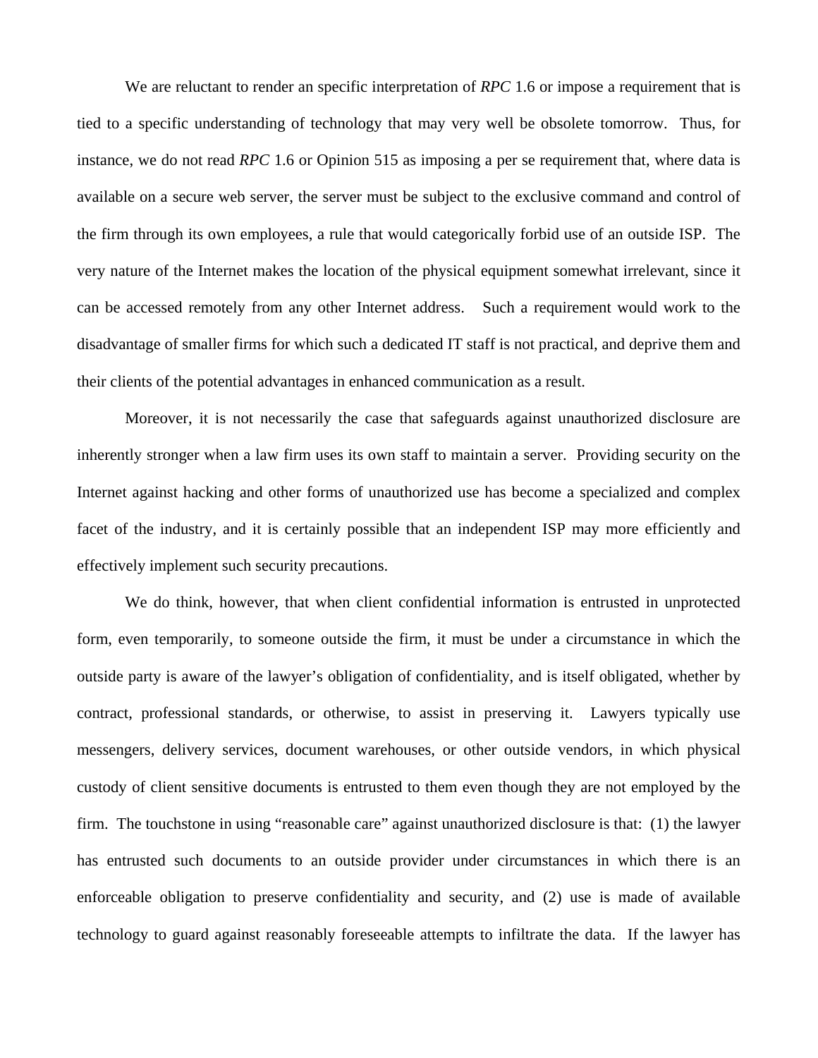We are reluctant to render an specific interpretation of *RPC* 1.6 or impose a requirement that is tied to a specific understanding of technology that may very well be obsolete tomorrow. Thus, for instance, we do not read *RPC* 1.6 or Opinion 515 as imposing a per se requirement that, where data is available on a secure web server, the server must be subject to the exclusive command and control of the firm through its own employees, a rule that would categorically forbid use of an outside ISP. The very nature of the Internet makes the location of the physical equipment somewhat irrelevant, since it can be accessed remotely from any other Internet address. Such a requirement would work to the disadvantage of smaller firms for which such a dedicated IT staff is not practical, and deprive them and their clients of the potential advantages in enhanced communication as a result.

Moreover, it is not necessarily the case that safeguards against unauthorized disclosure are inherently stronger when a law firm uses its own staff to maintain a server. Providing security on the Internet against hacking and other forms of unauthorized use has become a specialized and complex facet of the industry, and it is certainly possible that an independent ISP may more efficiently and effectively implement such security precautions.

We do think, however, that when client confidential information is entrusted in unprotected form, even temporarily, to someone outside the firm, it must be under a circumstance in which the outside party is aware of the lawyer's obligation of confidentiality, and is itself obligated, whether by contract, professional standards, or otherwise, to assist in preserving it. Lawyers typically use messengers, delivery services, document warehouses, or other outside vendors, in which physical custody of client sensitive documents is entrusted to them even though they are not employed by the firm. The touchstone in using "reasonable care" against unauthorized disclosure is that: (1) the lawyer has entrusted such documents to an outside provider under circumstances in which there is an enforceable obligation to preserve confidentiality and security, and (2) use is made of available technology to guard against reasonably foreseeable attempts to infiltrate the data. If the lawyer has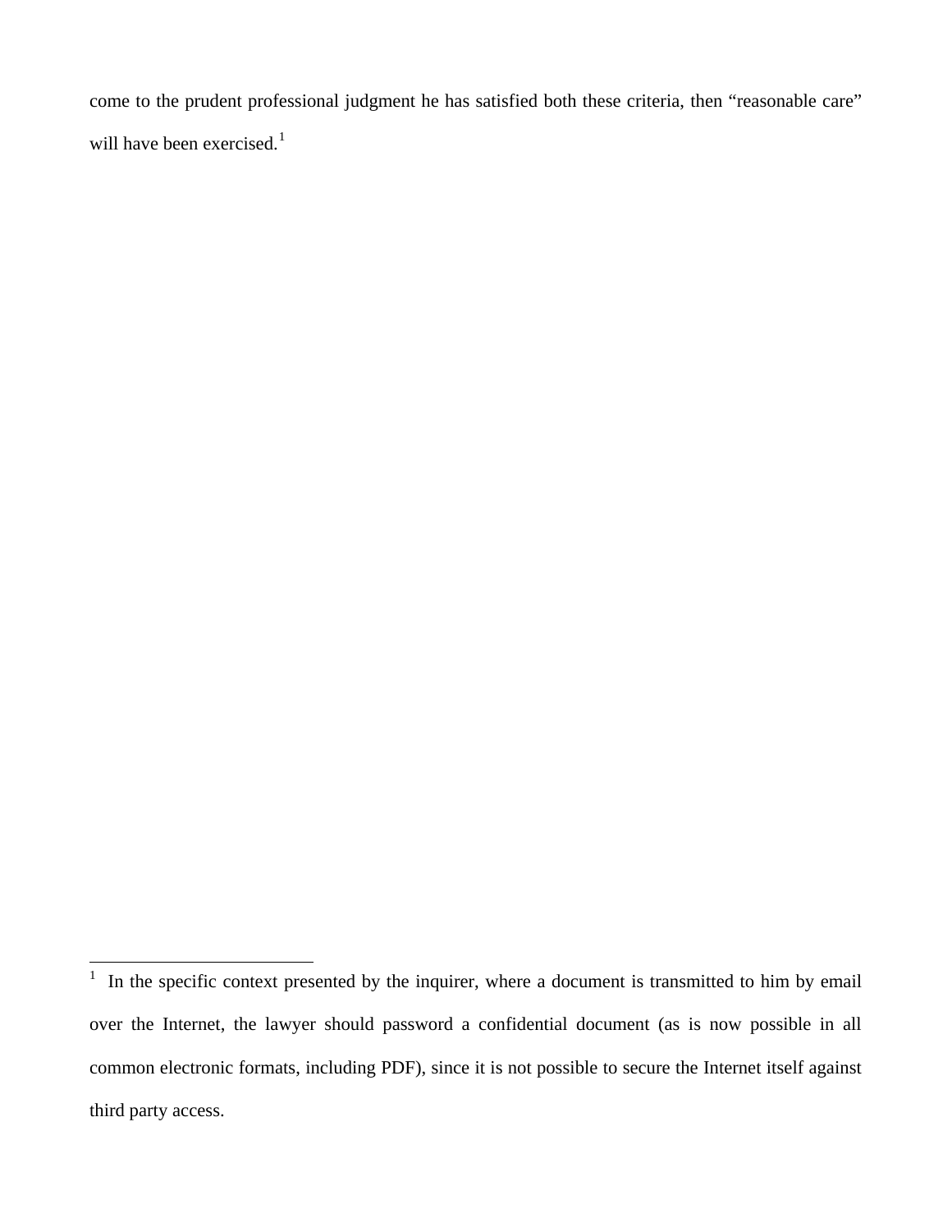come to the prudent professional judgment he has satisfied both these criteria, then "reasonable care" will have been exercised.[1]

[1] In the specific context presented by the inquirer, where a document is transmitted to him by email over the Internet, the lawyer should password a confidential document (as is now possible in all common electronic formats, including PDF), since it is not possible to secure the Internet itself against third party access.